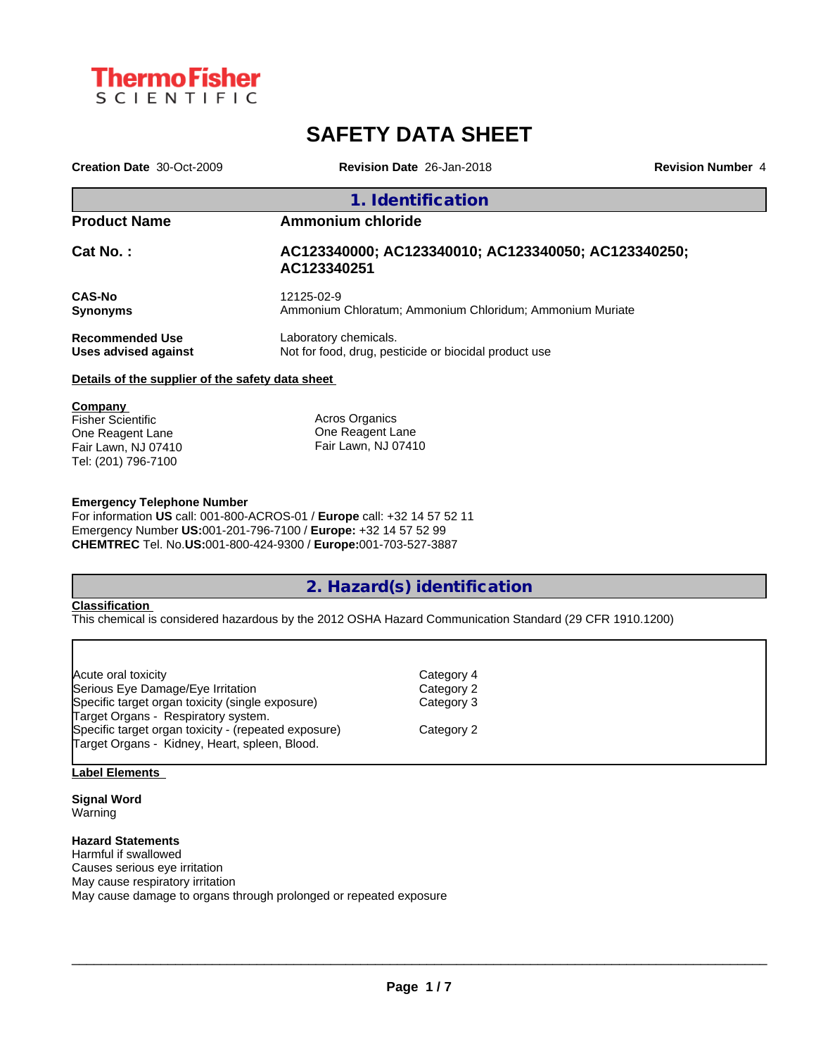**Thermo Fisher SCIENTIFIC**

# SAFETY DATA SHEET

**Creation Date** 30-Oct-2009 **Revision Date** 26-Jan-2018 **Revision Number** 4

## 1. Identification

| | |
|---|---|
| **Product Name** | **Ammonium chloride** |
| **Cat No. :** | **AC123340000; AC123340010; AC123340050; AC123340250; AC123340251** |
| **CAS-No** | 12125-02-9 |
| **Synonyms** | Ammonium Chloratum; Ammonium Chloridum; Ammonium Muriate |
| **Recommended Use** | Laboratory chemicals. |
| **Uses advised against** | Not for food, drug, pesticide or biocidal product use |

**Details of the supplier of the safety data sheet**

**Company**
Fisher Scientific
One Reagent Lane
Fair Lawn, NJ 07410
Tel: (201) 796-7100

Acros Organics
One Reagent Lane
Fair Lawn, NJ 07410

**Emergency Telephone Number**
For information **US** call: 001-800-ACROS-01 / **Europe** call: +32 14 57 52 11
Emergency Number **US:**001-201-796-7100 / **Europe:** +32 14 57 52 99
**CHEMTREC** Tel. No.**US:**001-800-424-9300 / **Europe:**001-703-527-3887

## 2. Hazard(s) identification

**Classification**
This chemical is considered hazardous by the 2012 OSHA Hazard Communication Standard (29 CFR 1910.1200)

| | |
|---|---|
| Acute oral toxicity | Category 4 |
| Serious Eye Damage/Eye Irritation | Category 2 |
| Specific target organ toxicity (single exposure) | Category 3 |
| Target Organs - Respiratory system. | |
| Specific target organ toxicity - (repeated exposure) | Category 2 |
| Target Organs - Kidney, Heart, spleen, Blood. | |

**Label Elements**

**Signal Word**
Warning

**Hazard Statements**
Harmful if swallowed
Causes serious eye irritation
May cause respiratory irritation
May cause damage to organs through prolonged or repeated exposure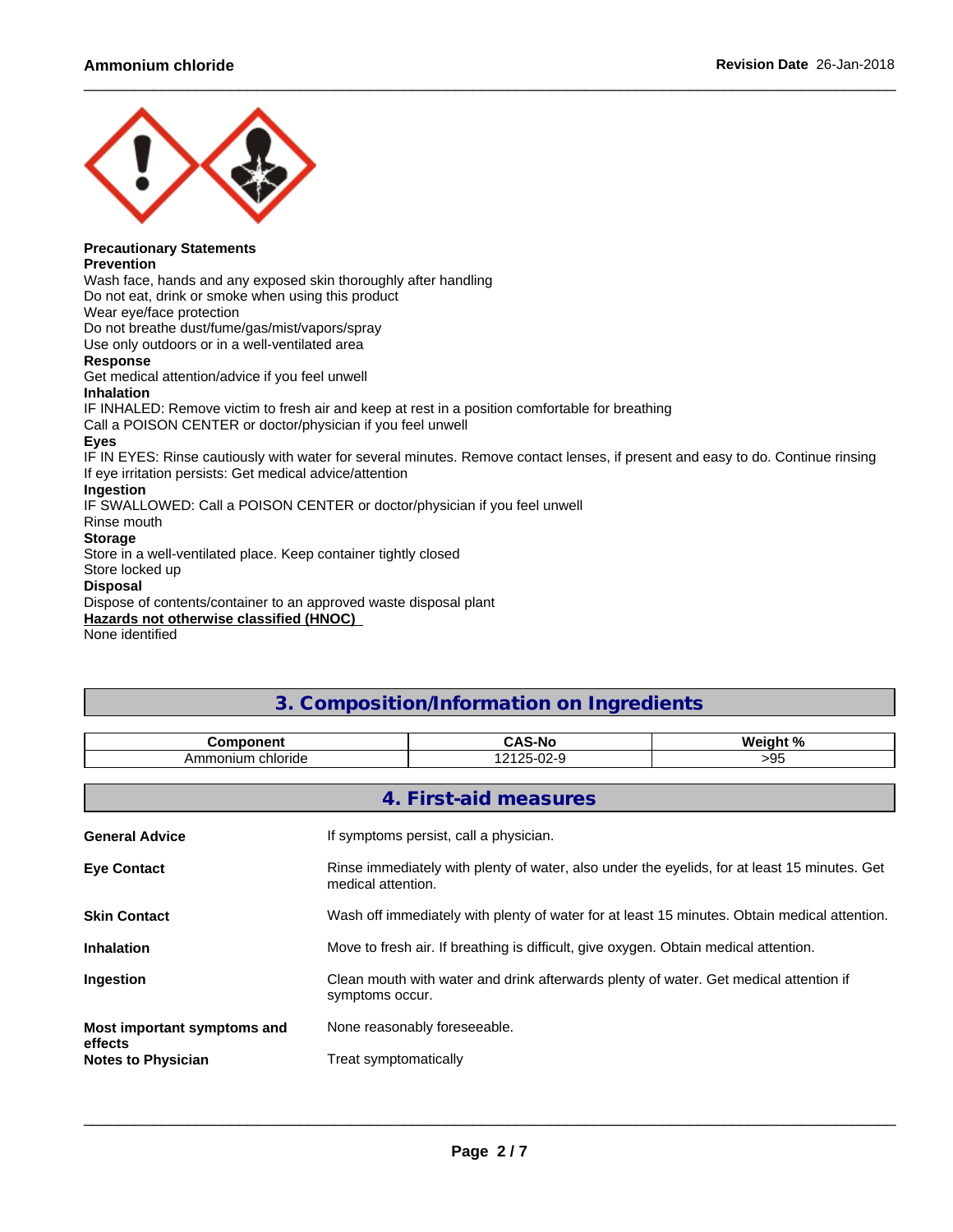**Precautionary Statements**

**Prevention**

Wash face, hands and any exposed skin thoroughly after handling
Do not eat, drink or smoke when using this product
Wear eye/face protection
Do not breathe dust/fume/gas/mist/vapors/spray
Use only outdoors or in a well-ventilated area

**Response**

Get medical attention/advice if you feel unwell

**Inhalation**

IF INHALED: Remove victim to fresh air and keep at rest in a position comfortable for breathing
Call a POISON CENTER or doctor/physician if you feel unwell

**Eyes**

IF IN EYES: Rinse cautiously with water for several minutes. Remove contact lenses, if present and easy to do. Continue rinsing
If eye irritation persists: Get medical advice/attention

**Ingestion**

IF SWALLOWED: Call a POISON CENTER or doctor/physician if you feel unwell
Rinse mouth

**Storage**

Store in a well-ventilated place. Keep container tightly closed
Store locked up

**Disposal**

Dispose of contents/container to an approved waste disposal plant

**Hazards not otherwise classified (HNOC)**

None identified

## 3. Composition/Information on Ingredients

| Component | CAS-No | Weight % |
|---|---|---|
| Ammonium chloride | 12125-02-9 | >95 |

## 4. First-aid measures

**General Advice**
If symptoms persist, call a physician.

**Eye Contact**
Rinse immediately with plenty of water, also under the eyelids, for at least 15 minutes. Get medical attention.

**Skin Contact**
Wash off immediately with plenty of water for at least 15 minutes. Obtain medical attention.

**Inhalation**
Move to fresh air. If breathing is difficult, give oxygen. Obtain medical attention.

**Ingestion**
Clean mouth with water and drink afterwards plenty of water. Get medical attention if symptoms occur.

**Most important symptoms and effects**
None reasonably foreseeable.

**Notes to Physician**
Treat symptomatically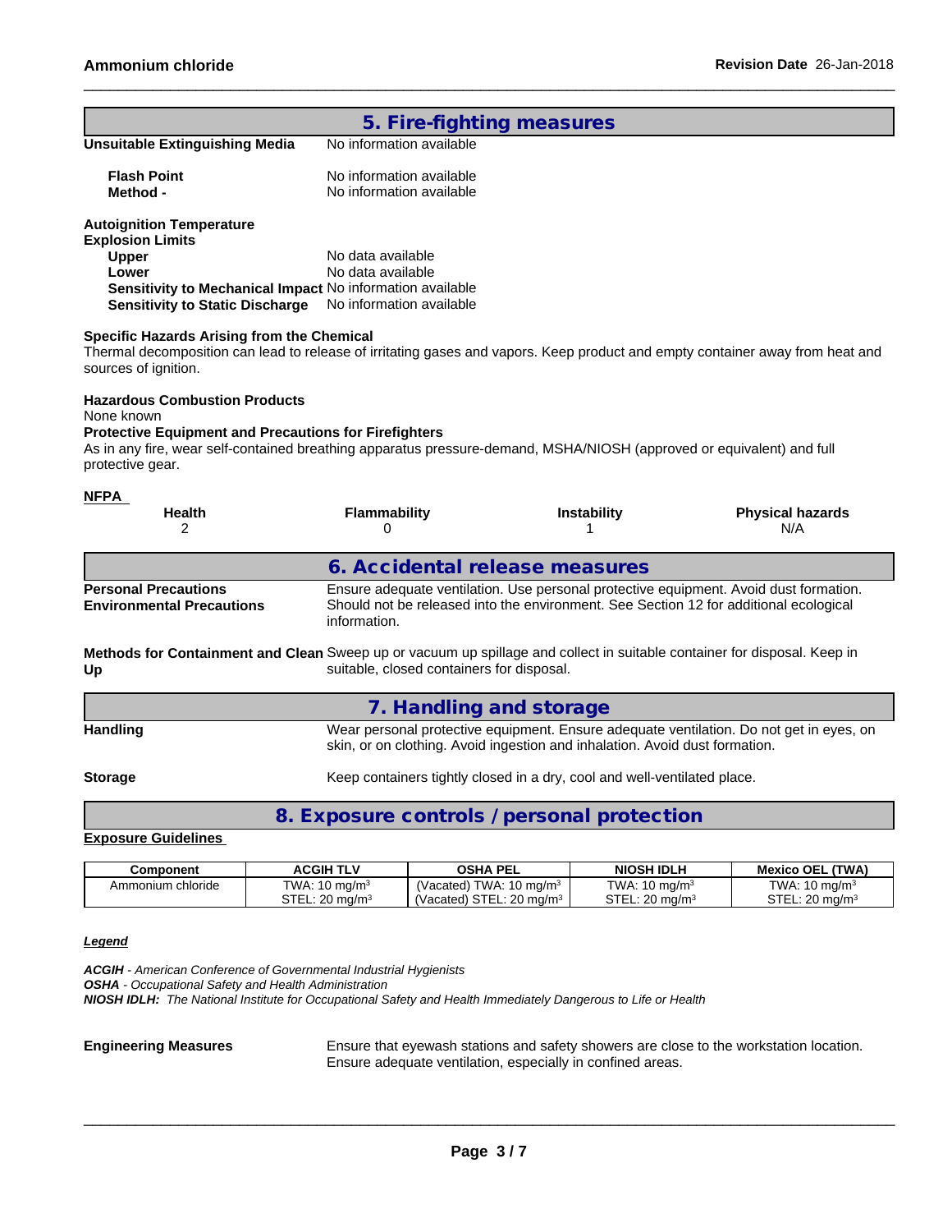## 5. Fire-fighting measures

**Unsuitable Extinguishing Media** No information available

**Flash Point** No information available
**Method -** No information available

**Autoignition Temperature**
**Explosion Limits**
**Upper** No data available
**Lower** No data available
**Sensitivity to Mechanical Impact** No information available
**Sensitivity to Static Discharge** No information available

**Specific Hazards Arising from the Chemical**
Thermal decomposition can lead to release of irritating gases and vapors. Keep product and empty container away from heat and sources of ignition.

**Hazardous Combustion Products**
None known

**Protective Equipment and Precautions for Firefighters**
As in any fire, wear self-contained breathing apparatus pressure-demand, MSHA/NIOSH (approved or equivalent) and full protective gear.

**NFPA**

| Health | Flammability | Instability | Physical hazards |
|---|---|---|---|
| 2 | 0 | 1 | N/A |

## 6. Accidental release measures

**Personal Precautions** Ensure adequate ventilation. Use personal protective equipment. Avoid dust formation.
**Environmental Precautions** Should not be released into the environment. See Section 12 for additional ecological information.

**Methods for Containment and Clean Up** Sweep up or vacuum up spillage and collect in suitable container for disposal. Keep in suitable, closed containers for disposal.

## 7. Handling and storage

**Handling** Wear personal protective equipment. Ensure adequate ventilation. Do not get in eyes, on skin, or on clothing. Avoid ingestion and inhalation. Avoid dust formation.

**Storage** Keep containers tightly closed in a dry, cool and well-ventilated place.

## 8. Exposure controls / personal protection

**Exposure Guidelines**

| Component | ACGIH TLV | OSHA PEL | NIOSH IDLH | Mexico OEL (TWA) |
|---|---|---|---|---|
| Ammonium chloride | TWA: 10 mg/m³<br>STEL: 20 mg/m³ | (Vacated) TWA: 10 mg/m³<br>(Vacated) STEL: 20 mg/m³ | TWA: 10 mg/m³<br>STEL: 20 mg/m³ | TWA: 10 mg/m³<br>STEL: 20 mg/m³ |

***Legend***

***ACGIH*** *- American Conference of Governmental Industrial Hygienists*
***OSHA*** *- Occupational Safety and Health Administration*
***NIOSH IDLH:*** *The National Institute for Occupational Safety and Health Immediately Dangerous to Life or Health*

**Engineering Measures** Ensure that eyewash stations and safety showers are close to the workstation location. Ensure adequate ventilation, especially in confined areas.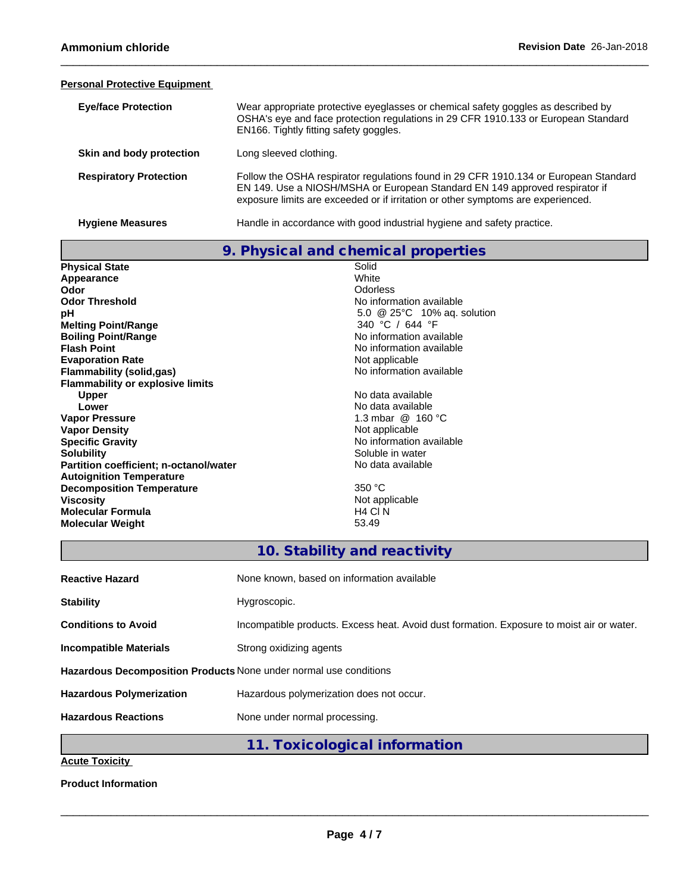**Personal Protective Equipment**

| | |
|---|---|
| **Eye/face Protection** | Wear appropriate protective eyeglasses or chemical safety goggles as described by OSHA's eye and face protection regulations in 29 CFR 1910.133 or European Standard EN166. Tightly fitting safety goggles. |
| **Skin and body protection** | Long sleeved clothing. |
| **Respiratory Protection** | Follow the OSHA respirator regulations found in 29 CFR 1910.134 or European Standard EN 149. Use a NIOSH/MSHA or European Standard EN 149 approved respirator if exposure limits are exceeded or if irritation or other symptoms are experienced. |
| **Hygiene Measures** | Handle in accordance with good industrial hygiene and safety practice. |

## 9. Physical and chemical properties

| | |
|---|---|
| **Physical State** | Solid |
| **Appearance** | White |
| **Odor** | Odorless |
| **Odor Threshold** | No information available |
| **pH** | 5.0 @ 25°C 10% aq. solution |
| **Melting Point/Range** | 340 °C / 644 °F |
| **Boiling Point/Range** | No information available |
| **Flash Point** | No information available |
| **Evaporation Rate** | Not applicable |
| **Flammability (solid,gas)** | No information available |
| **Flammability or explosive limits** | |
| **Upper** | No data available |
| **Lower** | No data available |
| **Vapor Pressure** | 1.3 mbar @ 160 °C |
| **Vapor Density** | Not applicable |
| **Specific Gravity** | No information available |
| **Solubility** | Soluble in water |
| **Partition coefficient; n-octanol/water** | No data available |
| **Autoignition Temperature** | |
| **Decomposition Temperature** | 350 °C |
| **Viscosity** | Not applicable |
| **Molecular Formula** | H4 Cl N |
| **Molecular Weight** | 53.49 |

## 10. Stability and reactivity

| | |
|---|---|
| **Reactive Hazard** | None known, based on information available |
| **Stability** | Hygroscopic. |
| **Conditions to Avoid** | Incompatible products. Excess heat. Avoid dust formation. Exposure to moist air or water. |
| **Incompatible Materials** | Strong oxidizing agents |
| **Hazardous Decomposition Products** | None under normal use conditions |
| **Hazardous Polymerization** | Hazardous polymerization does not occur. |
| **Hazardous Reactions** | None under normal processing. |

## 11. Toxicological information

**Acute Toxicity**

**Product Information**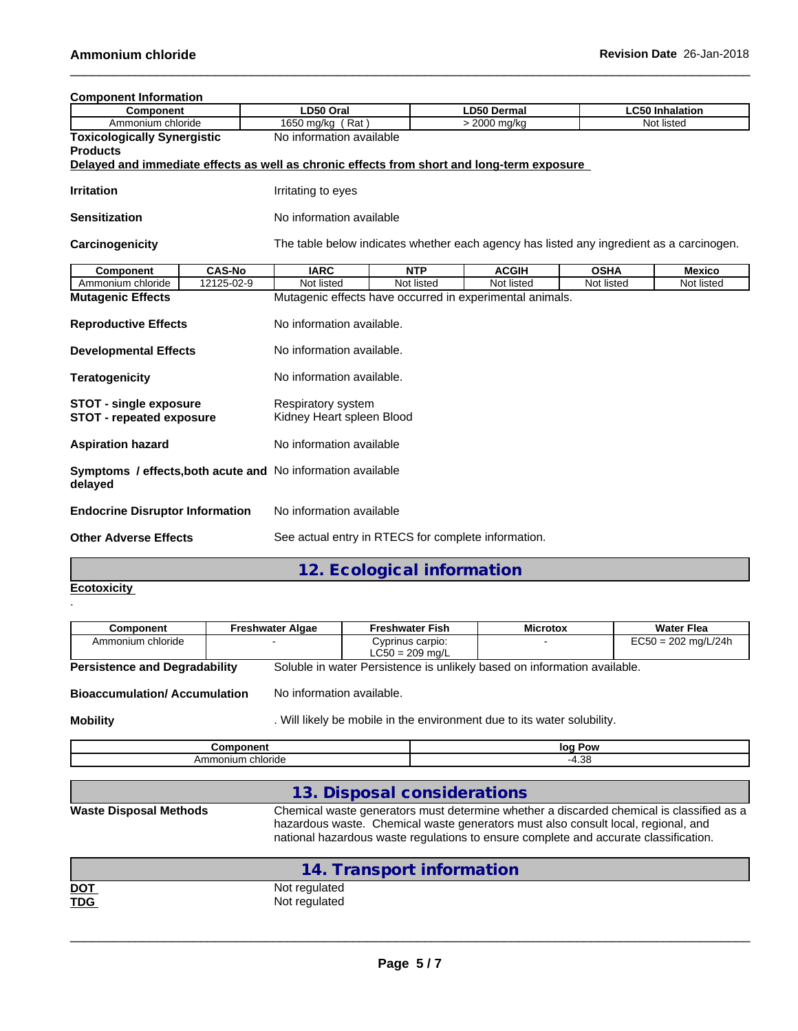**Component Information**

| Component | LD50 Oral | LD50 Dermal | LC50 Inhalation |
| --- | --- | --- | --- |
| Ammonium chloride | 1650 mg/kg ( Rat ) | > 2000 mg/kg | Not listed |

**Toxicologically Synergistic Products** No information available

**Delayed and immediate effects as well as chronic effects from short and long-term exposure**

**Irritation** Irritating to eyes

**Sensitization** No information available

**Carcinogenicity** The table below indicates whether each agency has listed any ingredient as a carcinogen.

| Component | CAS-No | IARC | NTP | ACGIH | OSHA | Mexico |
| --- | --- | --- | --- | --- | --- | --- |
| Ammonium chloride | 12125-02-9 | Not listed | Not listed | Not listed | Not listed | Not listed |

**Mutagenic Effects** Mutagenic effects have occurred in experimental animals.

**Reproductive Effects** No information available.

**Developmental Effects** No information available.

**Teratogenicity** No information available.

**STOT - single exposure** Respiratory system
**STOT - repeated exposure** Kidney Heart spleen Blood

**Aspiration hazard** No information available

**Symptoms / effects,both acute and delayed** No information available

**Endocrine Disruptor Information** No information available

**Other Adverse Effects** See actual entry in RTECS for complete information.

## 12. Ecological information

**Ecotoxicity**

.

| Component | Freshwater Algae | Freshwater Fish | Microtox | Water Flea |
| --- | --- | --- | --- | --- |
| Ammonium chloride | - | Cyprinus carpio: LC50 = 209 mg/L | - | EC50 = 202 mg/L/24h |

**Persistence and Degradability** Soluble in water Persistence is unlikely based on information available.

**Bioaccumulation/ Accumulation** No information available.

**Mobility** . Will likely be mobile in the environment due to its water solubility.

| Component | log Pow |
| --- | --- |
| Ammonium chloride | -4.38 |

## 13. Disposal considerations

**Waste Disposal Methods** Chemical waste generators must determine whether a discarded chemical is classified as a hazardous waste. Chemical waste generators must also consult local, regional, and national hazardous waste regulations to ensure complete and accurate classification.

## 14. Transport information

**DOT** Not regulated
**TDG** Not regulated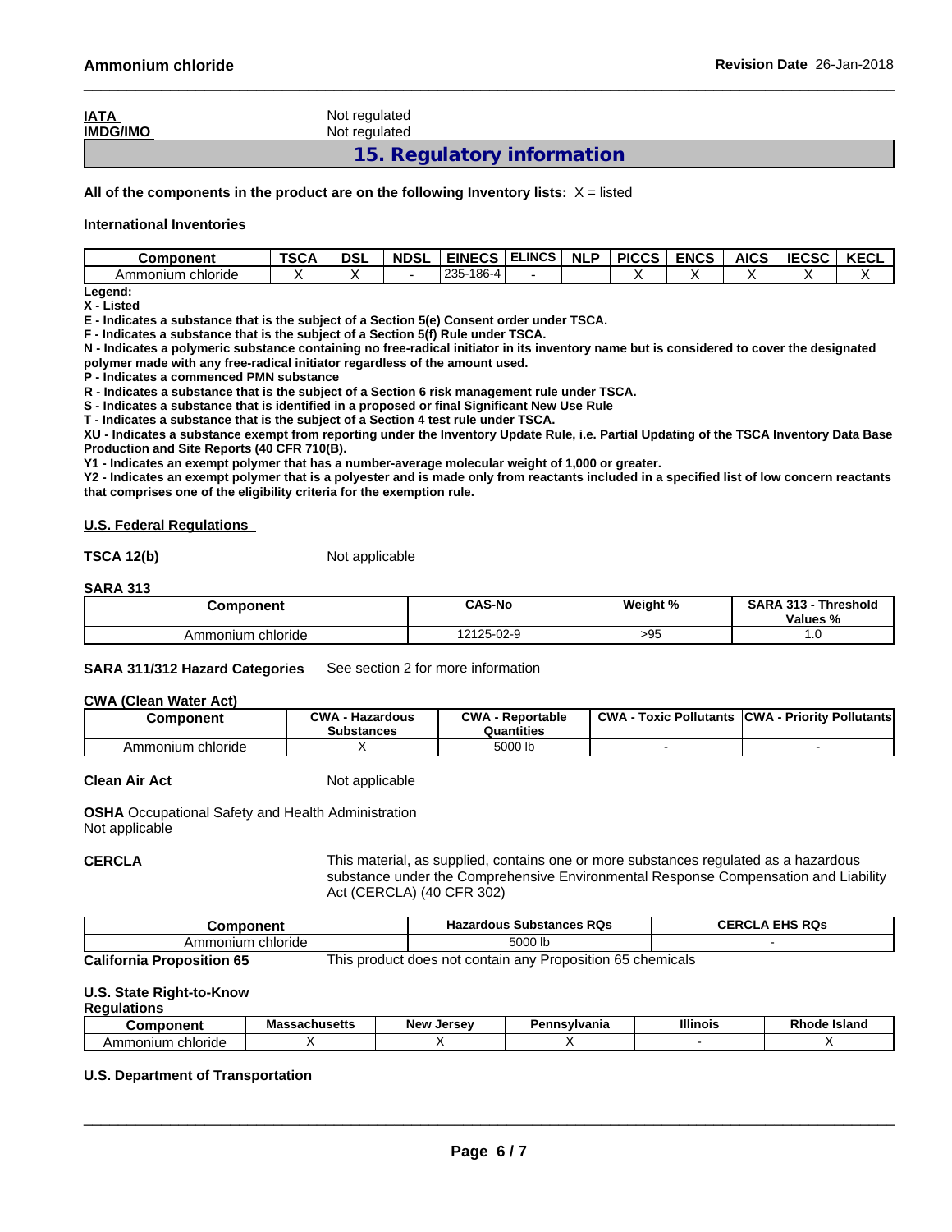**IATA** Not regulated
**IMDG/IMO** Not regulated

## 15. Regulatory information

**All of the components in the product are on the following Inventory lists:** X = listed

**International Inventories**

| Component | TSCA | DSL | NDSL | EINECS | ELINCS | NLP | PICCS | ENCS | AICS | IECSC | KECL |
|---|---|---|---|---|---|---|---|---|---|---|---|
| Ammonium chloride | X | X | - | 235-186-4 | - | | X | X | X | X | X |

**Legend:**
**X - Listed**
**E - Indicates a substance that is the subject of a Section 5(e) Consent order under TSCA.**
**F - Indicates a substance that is the subject of a Section 5(f) Rule under TSCA.**
**N - Indicates a polymeric substance containing no free-radical initiator in its inventory name but is considered to cover the designated polymer made with any free-radical initiator regardless of the amount used.**
**P - Indicates a commenced PMN substance**
**R - Indicates a substance that is the subject of a Section 6 risk management rule under TSCA.**
**S - Indicates a substance that is identified in a proposed or final Significant New Use Rule**
**T - Indicates a substance that is the subject of a Section 4 test rule under TSCA.**
**XU - Indicates a substance exempt from reporting under the Inventory Update Rule, i.e. Partial Updating of the TSCA Inventory Data Base Production and Site Reports (40 CFR 710(B).**
**Y1 - Indicates an exempt polymer that has a number-average molecular weight of 1,000 or greater.**
**Y2 - Indicates an exempt polymer that is a polyester and is made only from reactants included in a specified list of low concern reactants that comprises one of the eligibility criteria for the exemption rule.**

**U.S. Federal Regulations**

**TSCA 12(b)** Not applicable

**SARA 313**

| Component | CAS-No | Weight % | SARA 313 - Threshold Values % |
|---|---|---|---|
| Ammonium chloride | 12125-02-9 | >95 | 1.0 |

**SARA 311/312 Hazard Categories** See section 2 for more information

**CWA (Clean Water Act)**

| Component | CWA - Hazardous Substances | CWA - Reportable Quantities | CWA - Toxic Pollutants | CWA - Priority Pollutants |
|---|---|---|---|---|
| Ammonium chloride | X | 5000 lb | - | - |

**Clean Air Act** Not applicable

**OSHA** Occupational Safety and Health Administration
Not applicable

**CERCLA** This material, as supplied, contains one or more substances regulated as a hazardous substance under the Comprehensive Environmental Response Compensation and Liability Act (CERCLA) (40 CFR 302)

| Component | Hazardous Substances RQs | CERCLA EHS RQs |
|---|---|---|
| Ammonium chloride | 5000 lb | - |

**California Proposition 65** This product does not contain any Proposition 65 chemicals

**U.S. State Right-to-Know Regulations**

| Component | Massachusetts | New Jersey | Pennsylvania | Illinois | Rhode Island |
|---|---|---|---|---|---|
| Ammonium chloride | X | X | X | - | X |

**U.S. Department of Transportation**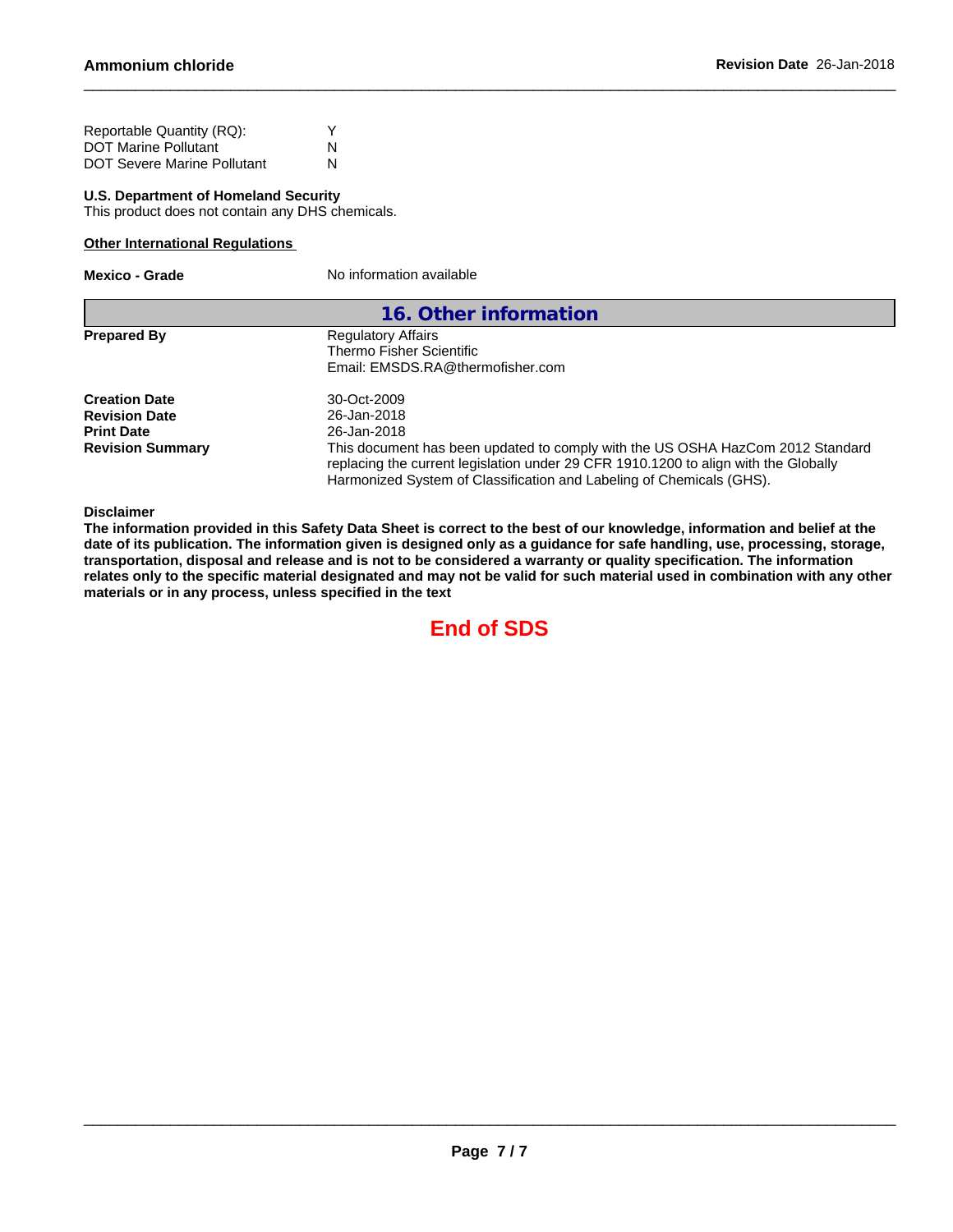| | |
|---|---|
| Reportable Quantity (RQ): | Y |
| DOT Marine Pollutant | N |
| DOT Severe Marine Pollutant | N |

**U.S. Department of Homeland Security**
This product does not contain any DHS chemicals.

**Other International Regulations**

| | |
|---|---|
| **Mexico - Grade** | No information available |

## 16. Other information

| | |
|---|---|
| **Prepared By** | Regulatory Affairs<br>Thermo Fisher Scientific<br>Email: EMSDS.RA@thermofisher.com |
| **Creation Date** | 30-Oct-2009 |
| **Revision Date** | 26-Jan-2018 |
| **Print Date** | 26-Jan-2018 |
| **Revision Summary** | This document has been updated to comply with the US OSHA HazCom 2012 Standard replacing the current legislation under 29 CFR 1910.1200 to align with the Globally Harmonized System of Classification and Labeling of Chemicals (GHS). |

**Disclaimer**

**The information provided in this Safety Data Sheet is correct to the best of our knowledge, information and belief at the date of its publication. The information given is designed only as a guidance for safe handling, use, processing, storage, transportation, disposal and release and is not to be considered a warranty or quality specification. The information relates only to the specific material designated and may not be valid for such material used in combination with any other materials or in any process, unless specified in the text**

**End of SDS**